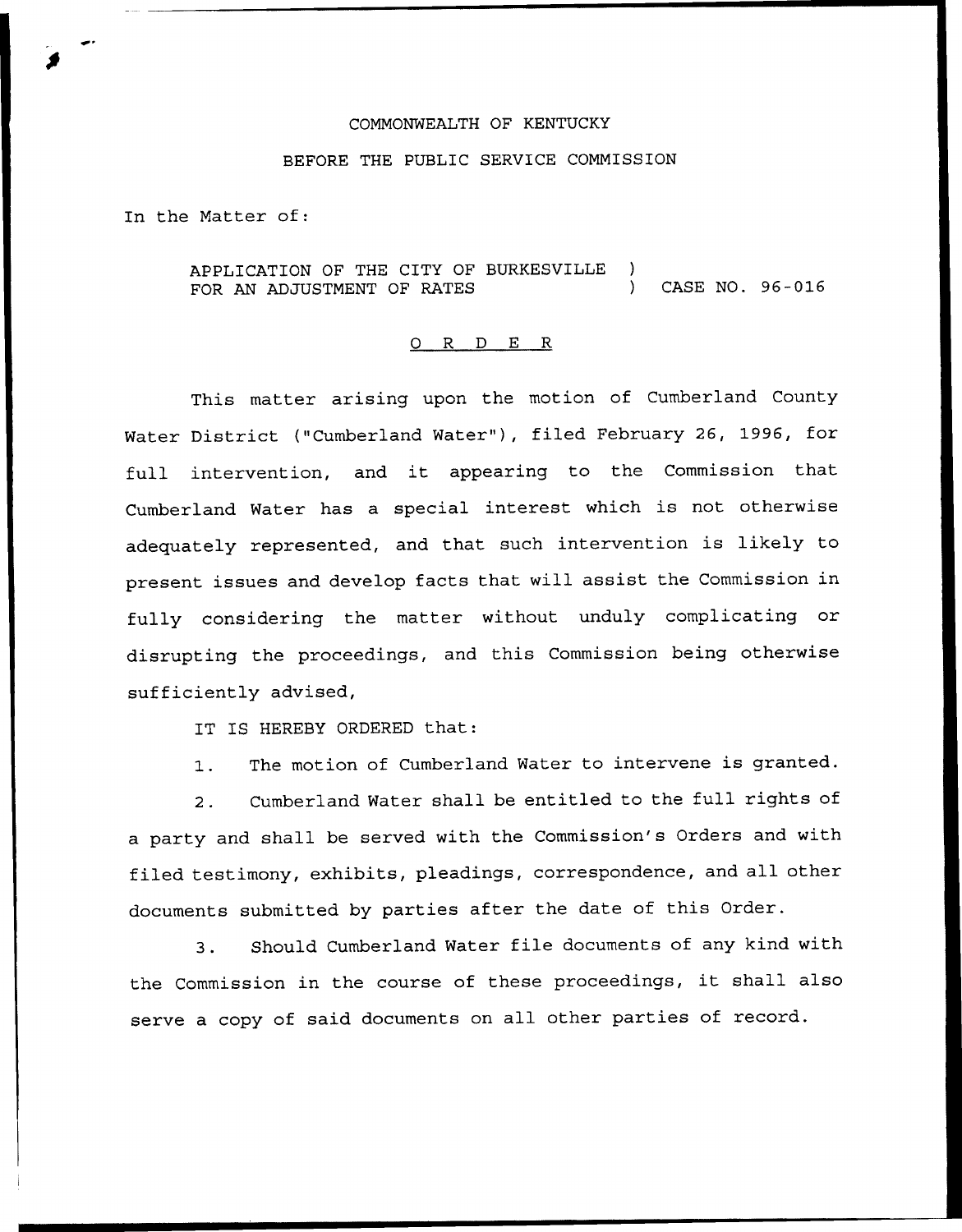COMMONWEALTH OF KENTUCKY

BEFORE THE PUBLIC SERVICE COMMISSION

In the Matter of:

APPLICATION OF THE CITY OF BURKESVILLE FOR AN ADJUSTMENT OF RATES ) CASE NO. 96-016

## O R D E R

This matter arising upon the motion of Cumberland County Water District ("Cumberland Water"), filed February 26, 1996, for full intervention, and it appearing to the Commission that Cumberland Water has a special interest which is not otherwise adequately represented, and that such intervention is likely to present issues and develop facts that will assist the Commission in fully considering the matter without unduly complicating or disrupting the proceedings, and this Commission being otherwise sufficiently advised,

IT IS HEREBY ORDERED that:

1. The motion of Cumberland Water to intervene is granted.

2. Cumberland Water shall be entitled to the full rights of a party and shall be served with the Commission's Orders and with filed testimony, exhibits, pleadings, correspondence, and all other documents submitted by parties after the date of this Order.

3. Should Cumberland Water file documents of any kind with the Commission in the course of these proceedings, it shall also serve a copy of said documents on all other parties of record.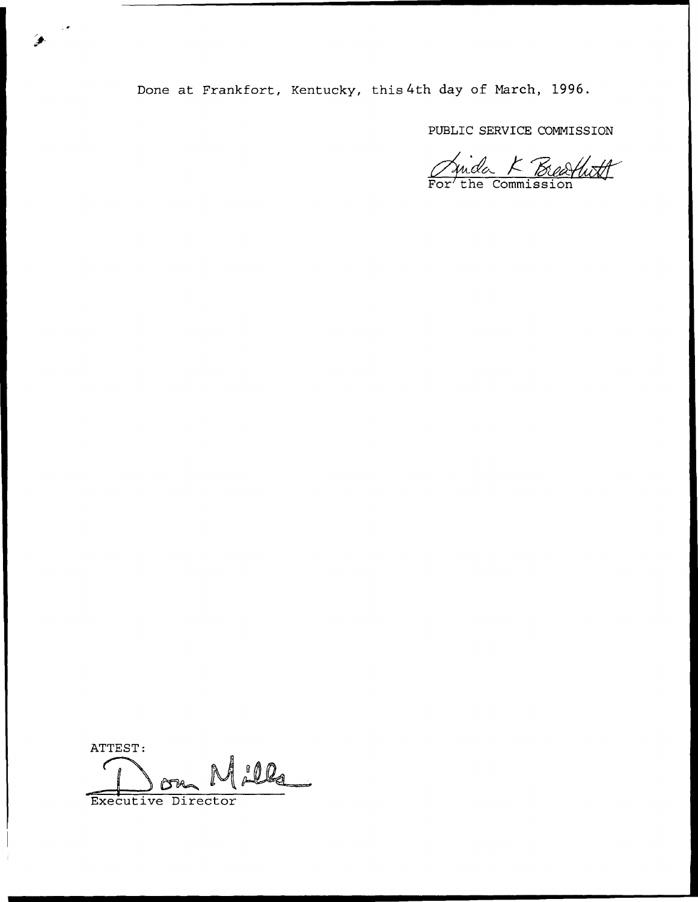Done at Frankfort, Kentucky, this 4th day of March, 1996.

PUBLIC SERVICE COMMISSION

For the Commission

ATTEST:

Executive Director